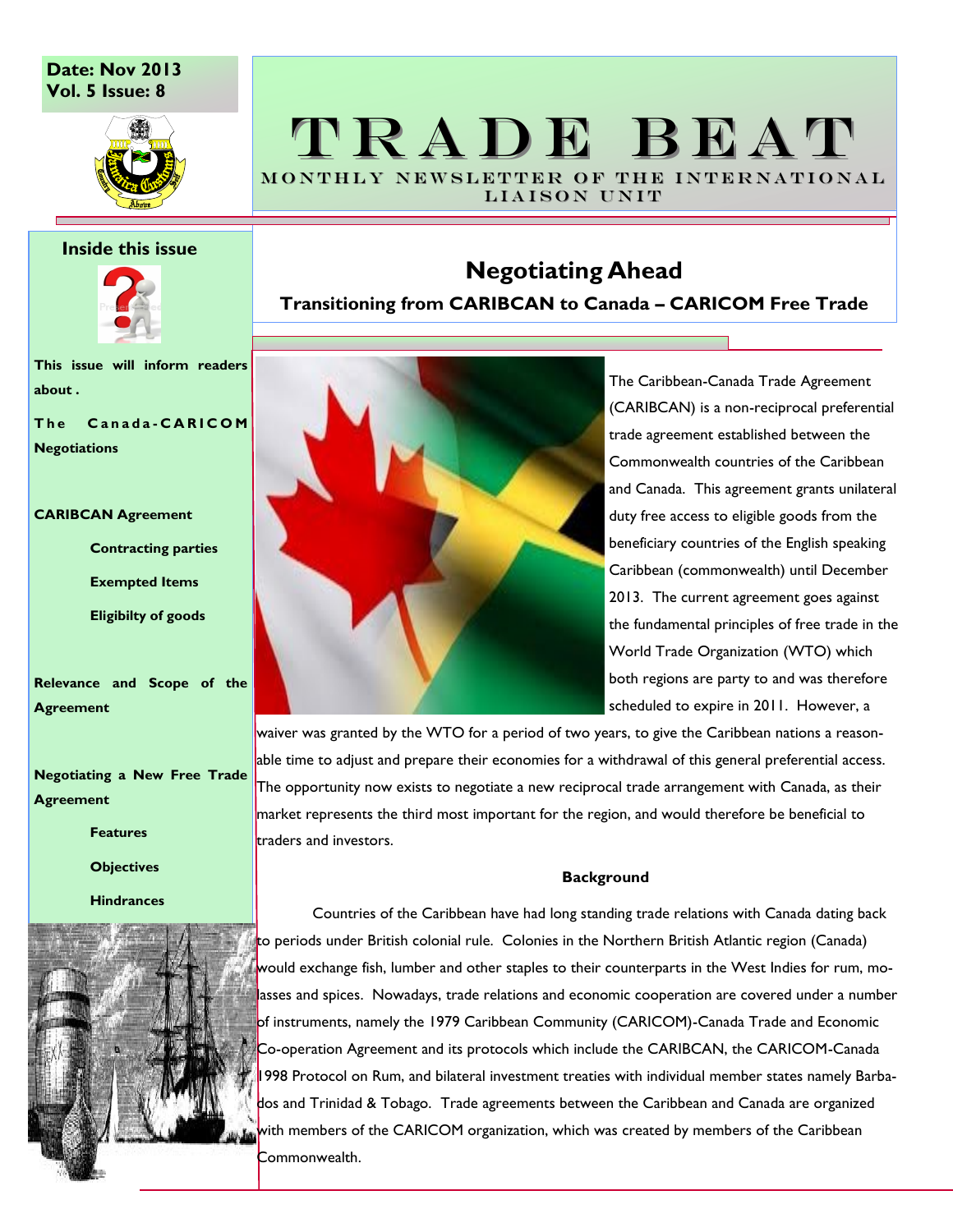Date: Nov 2013
Vol. 5 Issue: 8

# TRADE BEAT

MONTHLY NEWSLETTER OF THE INTERNATIONAL LIAISON UNIT

**Inside this issue**

**This issue will inform readers about .**

**The Canada-CARICOM Negotiations**

**CARIBCAN Agreement**

- **Contracting parties**
- **Exempted Items**
- **Eligibilty of goods**

**Relevance and Scope of the Agreement**

**Negotiating a New Free Trade Agreement**

- **Features**
- **Objectives**
- **Hindrances**

## Negotiating Ahead

### Transitioning from CARIBCAN to Canada – CARICOM Free Trade

The Caribbean-Canada Trade Agreement (CARIBCAN) is a non-reciprocal preferential trade agreement established between the Commonwealth countries of the Caribbean and Canada. This agreement grants unilateral duty free access to eligible goods from the beneficiary countries of the English speaking Caribbean (commonwealth) until December 2013. The current agreement goes against the fundamental principles of free trade in the World Trade Organization (WTO) which both regions are party to and was therefore scheduled to expire in 2011. However, a waiver was granted by the WTO for a period of two years, to give the Caribbean nations a reasonable time to adjust and prepare their economies for a withdrawal of this general preferential access. The opportunity now exists to negotiate a new reciprocal trade arrangement with Canada, as their market represents the third most important for the region, and would therefore be beneficial to traders and investors.

**Background**

Countries of the Caribbean have had long standing trade relations with Canada dating back to periods under British colonial rule. Colonies in the Northern British Atlantic region (Canada) would exchange fish, lumber and other staples to their counterparts in the West Indies for rum, molasses and spices. Nowadays, trade relations and economic cooperation are covered under a number of instruments, namely the 1979 Caribbean Community (CARICOM)-Canada Trade and Economic Co-operation Agreement and its protocols which include the CARIBCAN, the CARICOM-Canada 1998 Protocol on Rum, and bilateral investment treaties with individual member states namely Barbados and Trinidad & Tobago. Trade agreements between the Caribbean and Canada are organized with members of the CARICOM organization, which was created by members of the Caribbean Commonwealth.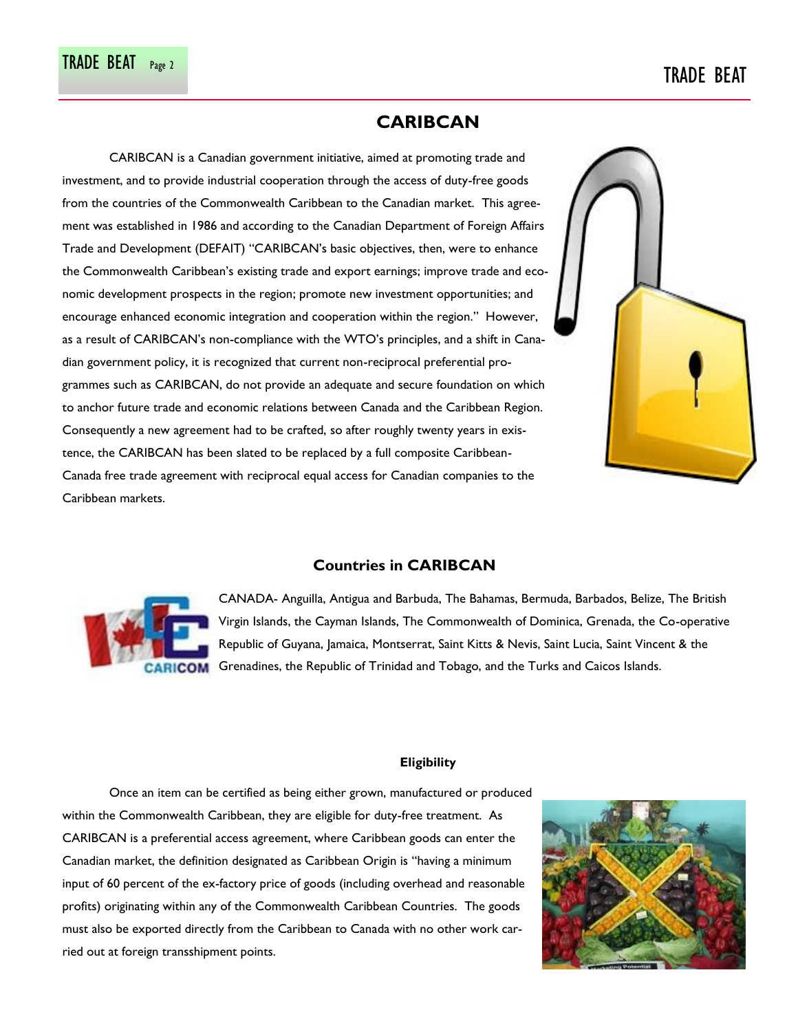## CARIBCAN

CARIBCAN is a Canadian government initiative, aimed at promoting trade and investment, and to provide industrial cooperation through the access of duty-free goods from the countries of the Commonwealth Caribbean to the Canadian market. This agreement was established in 1986 and according to the Canadian Department of Foreign Affairs Trade and Development (DEFAIT) "CARIBCAN's basic objectives, then, were to enhance the Commonwealth Caribbean's existing trade and export earnings; improve trade and economic development prospects in the region; promote new investment opportunities; and encourage enhanced economic integration and cooperation within the region." However, as a result of CARIBCAN's non-compliance with the WTO's principles, and a shift in Canadian government policy, it is recognized that current non-reciprocal preferential programmes such as CARIBCAN, do not provide an adequate and secure foundation on which to anchor future trade and economic relations between Canada and the Caribbean Region. Consequently a new agreement had to be crafted, so after roughly twenty years in existence, the CARIBCAN has been slated to be replaced by a full composite Caribbean-Canada free trade agreement with reciprocal equal access for Canadian companies to the Caribbean markets.

### Countries in CARIBCAN

CANADA- Anguilla, Antigua and Barbuda, The Bahamas, Bermuda, Barbados, Belize, The British Virgin Islands, the Cayman Islands, The Commonwealth of Dominica, Grenada, the Co-operative Republic of Guyana, Jamaica, Montserrat, Saint Kitts & Nevis, Saint Lucia, Saint Vincent & the Grenadines, the Republic of Trinidad and Tobago, and the Turks and Caicos Islands.

### Eligibility

Once an item can be certified as being either grown, manufactured or produced within the Commonwealth Caribbean, they are eligible for duty-free treatment. As CARIBCAN is a preferential access agreement, where Caribbean goods can enter the Canadian market, the definition designated as Caribbean Origin is "having a minimum input of 60 percent of the ex-factory price of goods (including overhead and reasonable profits) originating within any of the Commonwealth Caribbean Countries. The goods must also be exported directly from the Caribbean to Canada with no other work carried out at foreign transshipment points.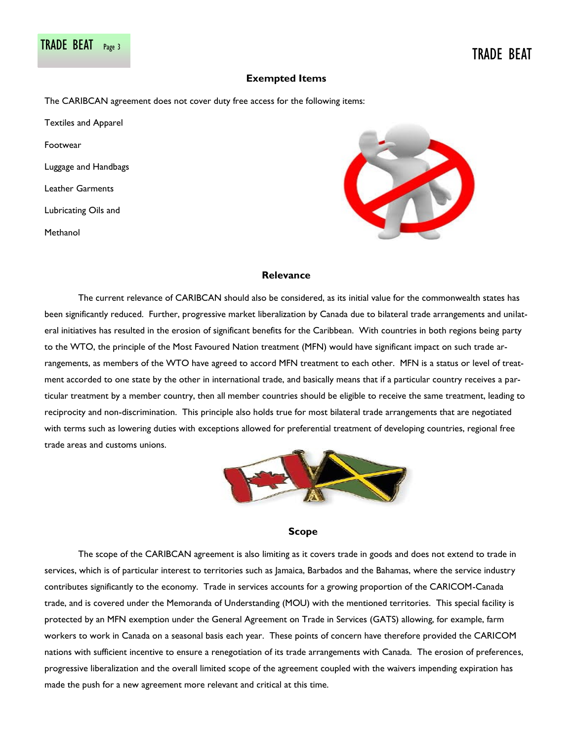## Exempted Items

The CARIBCAN agreement does not cover duty free access for the following items:

Textiles and Apparel

Footwear

Luggage and Handbags

Leather Garments

Lubricating Oils and

Methanol

## Relevance

The current relevance of CARIBCAN should also be considered, as its initial value for the commonwealth states has been significantly reduced. Further, progressive market liberalization by Canada due to bilateral trade arrangements and unilateral initiatives has resulted in the erosion of significant benefits for the Caribbean. With countries in both regions being party to the WTO, the principle of the Most Favoured Nation treatment (MFN) would have significant impact on such trade arrangements, as members of the WTO have agreed to accord MFN treatment to each other. MFN is a status or level of treatment accorded to one state by the other in international trade, and basically means that if a particular country receives a particular treatment by a member country, then all member countries should be eligible to receive the same treatment, leading to reciprocity and non-discrimination. This principle also holds true for most bilateral trade arrangements that are negotiated with terms such as lowering duties with exceptions allowed for preferential treatment of developing countries, regional free trade areas and customs unions.

## Scope

The scope of the CARIBCAN agreement is also limiting as it covers trade in goods and does not extend to trade in services, which is of particular interest to territories such as Jamaica, Barbados and the Bahamas, where the service industry contributes significantly to the economy. Trade in services accounts for a growing proportion of the CARICOM-Canada trade, and is covered under the Memoranda of Understanding (MOU) with the mentioned territories. This special facility is protected by an MFN exemption under the General Agreement on Trade in Services (GATS) allowing, for example, farm workers to work in Canada on a seasonal basis each year. These points of concern have therefore provided the CARICOM nations with sufficient incentive to ensure a renegotiation of its trade arrangements with Canada. The erosion of preferences, progressive liberalization and the overall limited scope of the agreement coupled with the waivers impending expiration has made the push for a new agreement more relevant and critical at this time.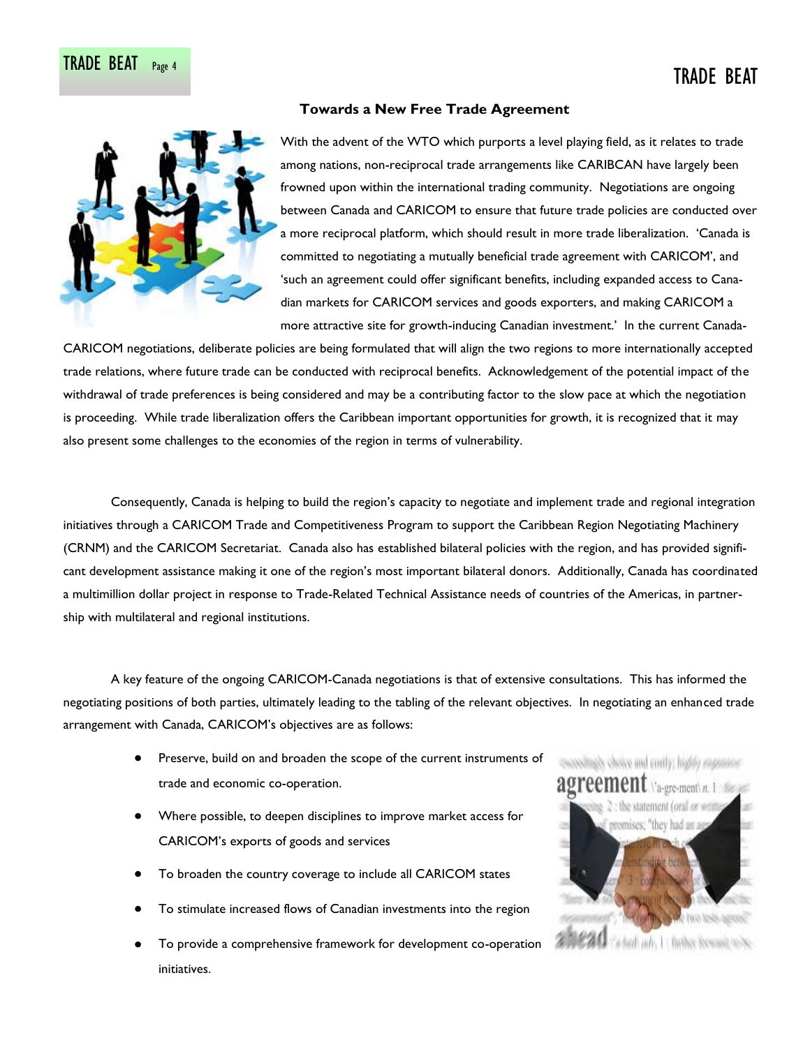### Towards a New Free Trade Agreement

With the advent of the WTO which purports a level playing field, as it relates to trade among nations, non-reciprocal trade arrangements like CARIBCAN have largely been frowned upon within the international trading community. Negotiations are ongoing between Canada and CARICOM to ensure that future trade policies are conducted over a more reciprocal platform, which should result in more trade liberalization. 'Canada is committed to negotiating a mutually beneficial trade agreement with CARICOM', and 'such an agreement could offer significant benefits, including expanded access to Canadian markets for CARICOM services and goods exporters, and making CARICOM a more attractive site for growth-inducing Canadian investment.' In the current Canada-CARICOM negotiations, deliberate policies are being formulated that will align the two regions to more internationally accepted trade relations, where future trade can be conducted with reciprocal benefits. Acknowledgement of the potential impact of the withdrawal of trade preferences is being considered and may be a contributing factor to the slow pace at which the negotiation is proceeding. While trade liberalization offers the Caribbean important opportunities for growth, it is recognized that it may also present some challenges to the economies of the region in terms of vulnerability.

Consequently, Canada is helping to build the region's capacity to negotiate and implement trade and regional integration initiatives through a CARICOM Trade and Competitiveness Program to support the Caribbean Region Negotiating Machinery (CRNM) and the CARICOM Secretariat. Canada also has established bilateral policies with the region, and has provided significant development assistance making it one of the region's most important bilateral donors. Additionally, Canada has coordinated a multimillion dollar project in response to Trade-Related Technical Assistance needs of countries of the Americas, in partnership with multilateral and regional institutions.

A key feature of the ongoing CARICOM-Canada negotiations is that of extensive consultations. This has informed the negotiating positions of both parties, ultimately leading to the tabling of the relevant objectives. In negotiating an enhanced trade arrangement with Canada, CARICOM's objectives are as follows:

- Preserve, build on and broaden the scope of the current instruments of trade and economic co-operation.
- Where possible, to deepen disciplines to improve market access for CARICOM's exports of goods and services
- To broaden the country coverage to include all CARICOM states
- To stimulate increased flows of Canadian investments into the region
- To provide a comprehensive framework for development co-operation initiatives.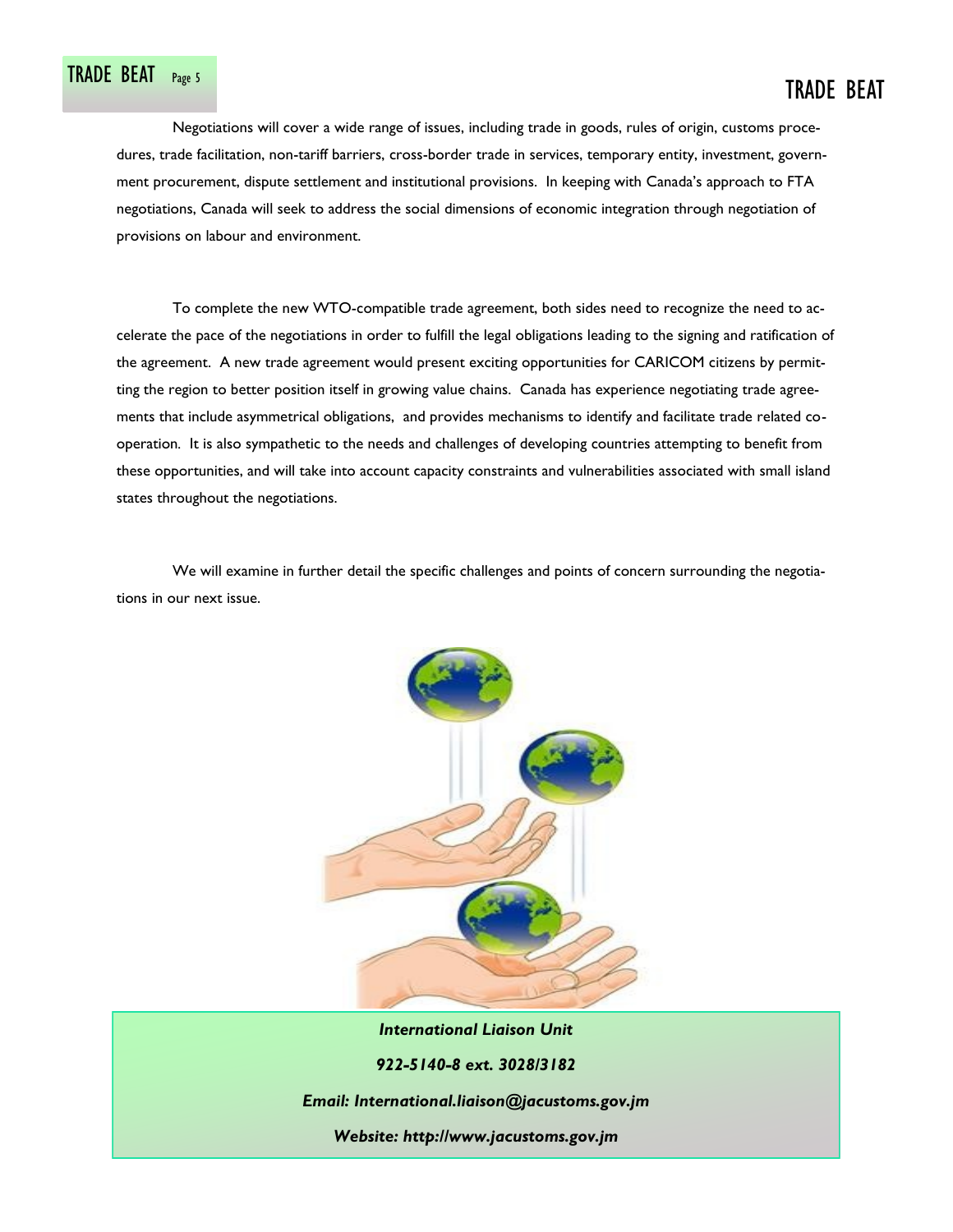Negotiations will cover a wide range of issues, including trade in goods, rules of origin, customs procedures, trade facilitation, non-tariff barriers, cross-border trade in services, temporary entity, investment, government procurement, dispute settlement and institutional provisions. In keeping with Canada's approach to FTA negotiations, Canada will seek to address the social dimensions of economic integration through negotiation of provisions on labour and environment.

To complete the new WTO-compatible trade agreement, both sides need to recognize the need to accelerate the pace of the negotiations in order to fulfill the legal obligations leading to the signing and ratification of the agreement. A new trade agreement would present exciting opportunities for CARICOM citizens by permitting the region to better position itself in growing value chains. Canada has experience negotiating trade agreements that include asymmetrical obligations, and provides mechanisms to identify and facilitate trade related co-operation. It is also sympathetic to the needs and challenges of developing countries attempting to benefit from these opportunities, and will take into account capacity constraints and vulnerabilities associated with small island states throughout the negotiations.

We will examine in further detail the specific challenges and points of concern surrounding the negotiations in our next issue.

***International Liaison Unit***

***922-5140-8 ext. 3028/3182***

***Email: International.liaison@jacustoms.gov.jm***

***Website: http://www.jacustoms.gov.jm***